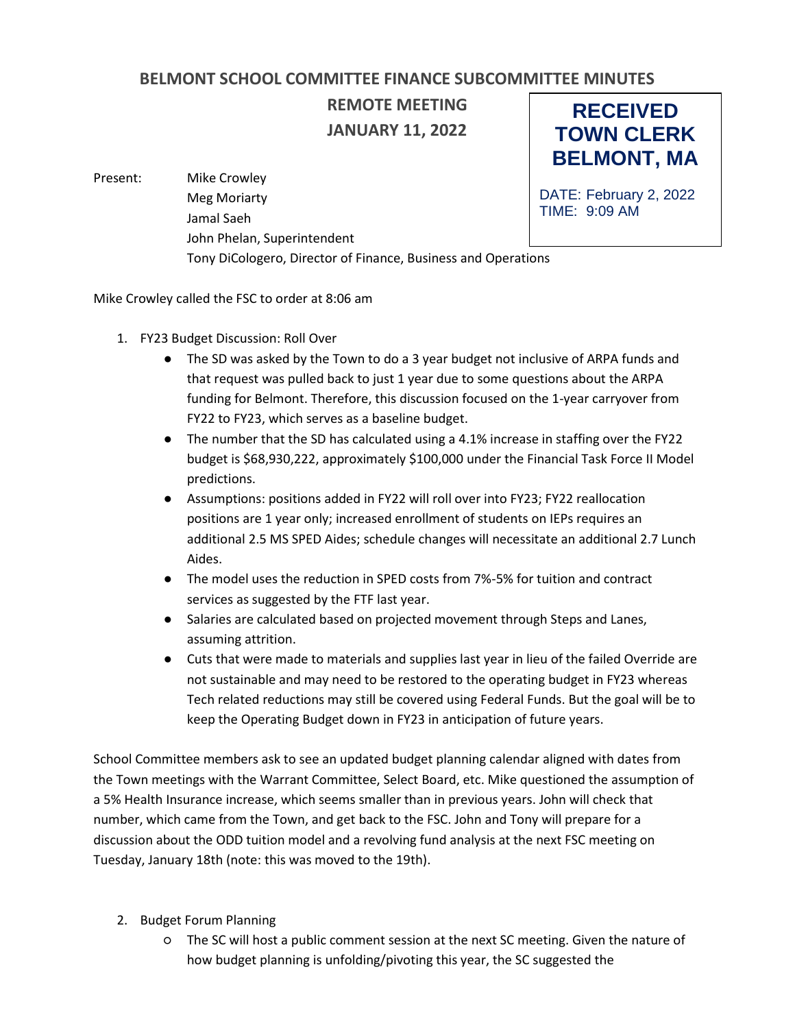# BELMONT SCHOOL COMMITTEE FINANCE SUBCOMMITTEE MINUTES

## REMOTE MEETING
## JANUARY 11, 2022

**RECEIVED TOWN CLERK BELMONT, MA**

DATE: February 2, 2022
TIME: 9:09 AM

Present: Mike Crowley
Meg Moriarty
Jamal Saeh
John Phelan, Superintendent
Tony DiCologero, Director of Finance, Business and Operations

Mike Crowley called the FSC to order at 8:06 am

1. FY23 Budget Discussion: Roll Over
   - The SD was asked by the Town to do a 3 year budget not inclusive of ARPA funds and that request was pulled back to just 1 year due to some questions about the ARPA funding for Belmont. Therefore, this discussion focused on the 1-year carryover from FY22 to FY23, which serves as a baseline budget.
   - The number that the SD has calculated using a 4.1% increase in staffing over the FY22 budget is $68,930,222, approximately $100,000 under the Financial Task Force II Model predictions.
   - Assumptions: positions added in FY22 will roll over into FY23; FY22 reallocation positions are 1 year only; increased enrollment of students on IEPs requires an additional 2.5 MS SPED Aides; schedule changes will necessitate an additional 2.7 Lunch Aides.
   - The model uses the reduction in SPED costs from 7%-5% for tuition and contract services as suggested by the FTF last year.
   - Salaries are calculated based on projected movement through Steps and Lanes, assuming attrition.
   - Cuts that were made to materials and supplies last year in lieu of the failed Override are not sustainable and may need to be restored to the operating budget in FY23 whereas Tech related reductions may still be covered using Federal Funds. But the goal will be to keep the Operating Budget down in FY23 in anticipation of future years.

School Committee members ask to see an updated budget planning calendar aligned with dates from the Town meetings with the Warrant Committee, Select Board, etc. Mike questioned the assumption of a 5% Health Insurance increase, which seems smaller than in previous years. John will check that number, which came from the Town, and get back to the FSC. John and Tony will prepare for a discussion about the ODD tuition model and a revolving fund analysis at the next FSC meeting on Tuesday, January 18th (note: this was moved to the 19th).

2. Budget Forum Planning
   - The SC will host a public comment session at the next SC meeting. Given the nature of how budget planning is unfolding/pivoting this year, the SC suggested the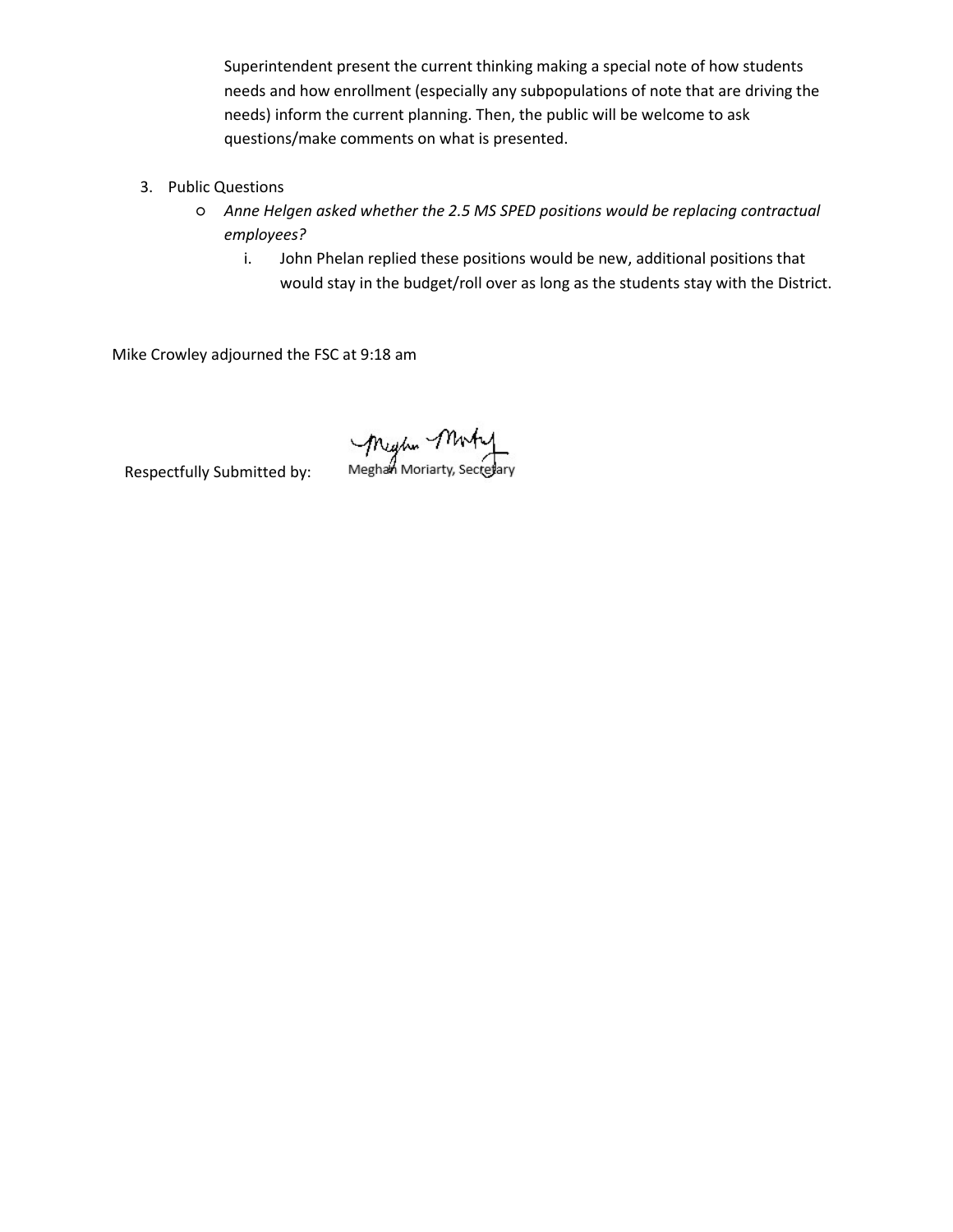Superintendent present the current thinking making a special note of how students needs and how enrollment (especially any subpopulations of note that are driving the needs) inform the current planning. Then, the public will be welcome to ask questions/make comments on what is presented.

3. Public Questions
   - *Anne Helgen asked whether the 2.5 MS SPED positions would be replacing contractual employees?*
     i. John Phelan replied these positions would be new, additional positions that would stay in the budget/roll over as long as the students stay with the District.

Mike Crowley adjourned the FSC at 9:18 am

Respectfully Submitted by: Meghan Moriarty, Secretary